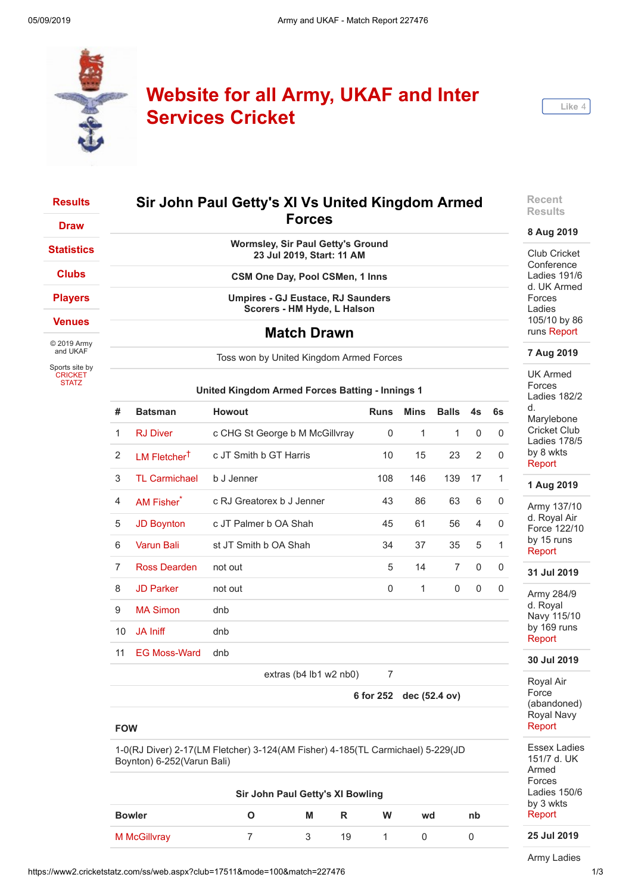# Website for all Army, UKAF and Inter Services Cricket

Like 4

- Results
- Draw
- Statistics
- Clubs
- Players
- Venues

© 2019 Army and UKAF

Sports site by CRICKET STATZ

## Sir John Paul Getty's XI Vs United Kingdom Armed Forces

**Wormsley, Sir Paul Getty's Ground**
**23 Jul 2019, Start: 11 AM**

**CSM One Day, Pool CSMen, 1 Inns**

**Umpires - GJ Eustace, RJ Saunders**
**Scorers - HM Hyde, L Halson**

## Match Drawn

Toss won by United Kingdom Armed Forces

**United Kingdom Armed Forces Batting - Innings 1**

| # | Batsman | Howout | Runs | Mins | Balls | 4s | 6s |
|---|---|---|---|---|---|---|---|
| 1 | RJ Diver | c CHG St George b M McGillvray | 0 | 1 | 1 | 0 | 0 |
| 2 | LM Fletcher† | c JT Smith b GT Harris | 10 | 15 | 23 | 2 | 0 |
| 3 | TL Carmichael | b J Jenner | 108 | 146 | 139 | 17 | 1 |
| 4 | AM Fisher* | c RJ Greatorex b J Jenner | 43 | 86 | 63 | 6 | 0 |
| 5 | JD Boynton | c JT Palmer b OA Shah | 45 | 61 | 56 | 4 | 0 |
| 6 | Varun Bali | st JT Smith b OA Shah | 34 | 37 | 35 | 5 | 1 |
| 7 | Ross Dearden | not out | 5 | 14 | 7 | 0 | 0 |
| 8 | JD Parker | not out | 0 | 1 | 0 | 0 | 0 |
| 9 | MA Simon | dnb | | | | | |
| 10 | JA Iniff | dnb | | | | | |
| 11 | EG Moss-Ward | dnb | | | | | |
| | | extras (b4 lb1 w2 nb0) | 7 | | | | |
| | | | **6 for 252** | **dec (52.4 ov)** | | | |

**FOW**

1-0(RJ Diver) 2-17(LM Fletcher) 3-124(AM Fisher) 4-185(TL Carmichael) 5-229(JD Boynton) 6-252(Varun Bali)

**Sir John Paul Getty's XI Bowling**

| Bowler | O | M | R | W | wd | nb |
|---|---|---|---|---|---|---|
| M McGillvray | 7 | 3 | 19 | 1 | 0 | 0 |

### Recent Results

**8 Aug 2019**

Club Cricket Conference Ladies 191/6 d. UK Armed Forces Ladies 105/10 by 86 runs Report

**7 Aug 2019**

UK Armed Forces Ladies 182/2 d. Marylebone Cricket Club Ladies 178/5 by 8 wkts Report

**1 Aug 2019**

Army 137/10 d. Royal Air Force 122/10 by 15 runs Report

**31 Jul 2019**

Army 284/9 d. Royal Navy 115/10 by 169 runs Report

**30 Jul 2019**

Royal Air Force (abandoned) Royal Navy Report

Essex Ladies 151/7 d. UK Armed Forces Ladies 150/6 by 3 wkts Report

**25 Jul 2019**

Army Ladies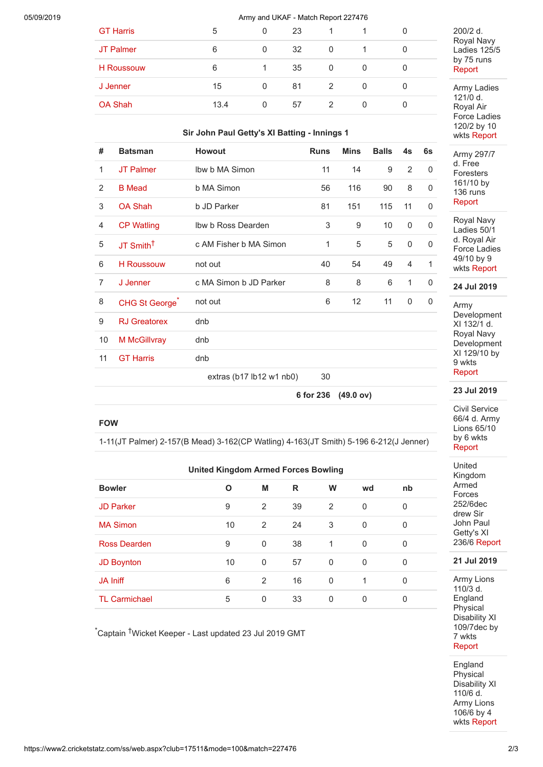| | | | | | | |
|---|---|---|---|---|---|---|
| GT Harris | 5 | 0 | 23 | 1 | 1 | 0 |
| JT Palmer | 6 | 0 | 32 | 0 | 1 | 0 |
| H Roussouw | 6 | 1 | 35 | 0 | 0 | 0 |
| J Jenner | 15 | 0 | 81 | 2 | 0 | 0 |
| OA Shah | 13.4 | 0 | 57 | 2 | 0 | 0 |

### Sir John Paul Getty's XI Batting - Innings 1

| # | Batsman | Howout | Runs | Mins | Balls | 4s | 6s |
|---|---|---|---|---|---|---|---|
| 1 | JT Palmer | lbw b MA Simon | 11 | 14 | 9 | 2 | 0 |
| 2 | B Mead | b MA Simon | 56 | 116 | 90 | 8 | 0 |
| 3 | OA Shah | b JD Parker | 81 | 151 | 115 | 11 | 0 |
| 4 | CP Watling | lbw b Ross Dearden | 3 | 9 | 10 | 0 | 0 |
| 5 | JT Smith† | c AM Fisher b MA Simon | 1 | 5 | 5 | 0 | 0 |
| 6 | H Roussouw | not out | 40 | 54 | 49 | 4 | 1 |
| 7 | J Jenner | c MA Simon b JD Parker | 8 | 8 | 6 | 1 | 0 |
| 8 | CHG St George* | not out | 6 | 12 | 11 | 0 | 0 |
| 9 | RJ Greatorex | dnb | | | | | |
| 10 | M McGillvray | dnb | | | | | |
| 11 | GT Harris | dnb | | | | | |
| | | extras (b17 lb12 w1 nb0) | 30 | | | | |
| | | | **6 for 236** | **(49.0 ov)** | | | |

**FOW**

1-11(JT Palmer) 2-157(B Mead) 3-162(CP Watling) 4-163(JT Smith) 5-196 6-212(J Jenner)

### United Kingdom Armed Forces Bowling

| Bowler | O | M | R | W | wd | nb |
|---|---|---|---|---|---|---|
| JD Parker | 9 | 2 | 39 | 2 | 0 | 0 |
| MA Simon | 10 | 2 | 24 | 3 | 0 | 0 |
| Ross Dearden | 9 | 0 | 38 | 1 | 0 | 0 |
| JD Boynton | 10 | 0 | 57 | 0 | 0 | 0 |
| JA Iniff | 6 | 2 | 16 | 0 | 1 | 0 |
| TL Carmichael | 5 | 0 | 33 | 0 | 0 | 0 |

*Captain †Wicket Keeper - Last updated 23 Jul 2019 GMT

---

200/2 d. Royal Navy Ladies 125/5 by 75 runs Report

Army Ladies 121/0 d. Royal Air Force Ladies 120/2 by 10 wkts Report

Army 297/7 d. Free Foresters 161/10 by 136 runs Report

Royal Navy Ladies 50/1 d. Royal Air Force Ladies 49/10 by 9 wkts Report

**24 Jul 2019**

Army Development XI 132/1 d. Royal Navy Development XI 129/10 by 9 wkts Report

**23 Jul 2019**

Civil Service 66/4 d. Army Lions 65/10 by 6 wkts Report

United Kingdom Armed Forces 252/6dec drew Sir John Paul Getty's XI 236/6 Report

**21 Jul 2019**

Army Lions 110/3 d. England Physical Disability XI 109/7dec by 7 wkts Report

England Physical Disability XI 110/6 d. Army Lions 106/6 by 4 wkts Report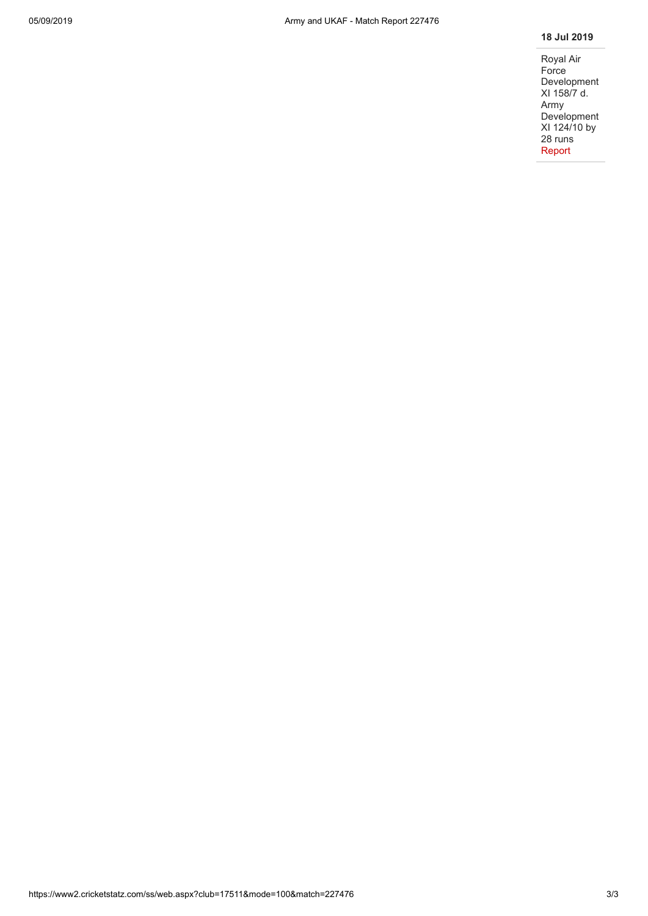**18 Jul 2019**

Royal Air Force Development XI 158/7 d. Army Development XI 124/10 by 28 runs
Report